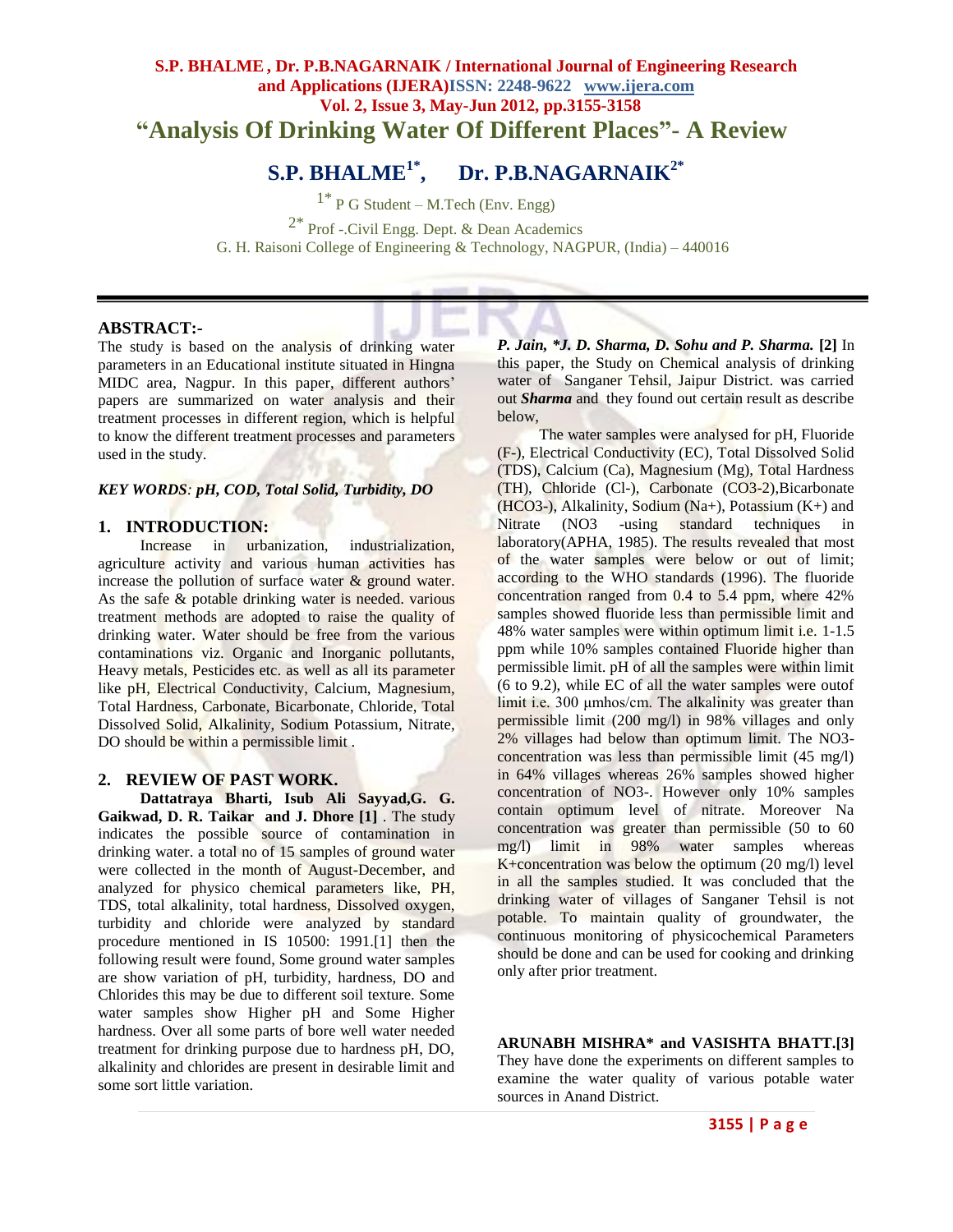# "Analysis Of Drinking Water Of Different Places"- A Review

**S.P. BHALME[1*], Dr. P.B.NAGARNAIK[2*]**

[1*] P G Student – M.Tech (Env. Engg)

[2*] Prof -.Civil Engg. Dept. & Dean Academics

G. H. Raisoni College of Engineering & Technology, NAGPUR, (India) – 440016

## ABSTRACT:-

The study is based on the analysis of drinking water parameters in an Educational institute situated in Hingna MIDC area, Nagpur. In this paper, different authors' papers are summarized on water analysis and their treatment processes in different region, which is helpful to know the different treatment processes and parameters used in the study.

***KEY WORDS**: pH, COD, Total Solid, Turbidity, DO*

## 1. INTRODUCTION:

Increase in urbanization, industrialization, agriculture activity and various human activities has increase the pollution of surface water & ground water. As the safe & potable drinking water is needed. various treatment methods are adopted to raise the quality of drinking water. Water should be free from the various contaminations viz. Organic and Inorganic pollutants, Heavy metals, Pesticides etc. as well as all its parameter like pH, Electrical Conductivity, Calcium, Magnesium, Total Hardness, Carbonate, Bicarbonate, Chloride, Total Dissolved Solid, Alkalinity, Sodium Potassium, Nitrate, DO should be within a permissible limit .

## 2. REVIEW OF PAST WORK.

**Dattatraya Bharti, Isub Ali Sayyad,G. G. Gaikwad, D. R. Taikar and J. Dhore [1]** . The study indicates the possible source of contamination in drinking water. a total no of 15 samples of ground water were collected in the month of August-December, and analyzed for physico chemical parameters like, PH, TDS, total alkalinity, total hardness, Dissolved oxygen, turbidity and chloride were analyzed by standard procedure mentioned in IS 10500: 1991.[1] then the following result were found, Some ground water samples are show variation of pH, turbidity, hardness, DO and Chlorides this may be due to different soil texture. Some water samples show Higher pH and Some Higher hardness. Over all some parts of bore well water needed treatment for drinking purpose due to hardness pH, DO, alkalinity and chlorides are present in desirable limit and some sort little variation.

***P. Jain, \*J. D. Sharma, D. Sohu and P. Sharma.* [2]** In this paper, the Study on Chemical analysis of drinking water of Sanganer Tehsil, Jaipur District. was carried out ***Sharma*** and they found out certain result as describe below,

The water samples were analysed for pH, Fluoride (F-), Electrical Conductivity (EC), Total Dissolved Solid (TDS), Calcium (Ca), Magnesium (Mg), Total Hardness (TH), Chloride (Cl-), Carbonate (CO3-2),Bicarbonate (HCO3-), Alkalinity, Sodium (Na+), Potassium (K+) and Nitrate (NO3 -using standard techniques in laboratory(APHA, 1985). The results revealed that most of the water samples were below or out of limit; according to the WHO standards (1996). The fluoride concentration ranged from 0.4 to 5.4 ppm, where 42% samples showed fluoride less than permissible limit and 48% water samples were within optimum limit i.e. 1-1.5 ppm while 10% samples contained Fluoride higher than permissible limit. pH of all the samples were within limit (6 to 9.2), while EC of all the water samples were outof limit i.e. 300 µmhos/cm. The alkalinity was greater than permissible limit (200 mg/l) in 98% villages and only 2% villages had below than optimum limit. The NO3- concentration was less than permissible limit (45 mg/l) in 64% villages whereas 26% samples showed higher concentration of NO3-. However only 10% samples contain optimum level of nitrate. Moreover Na concentration was greater than permissible (50 to 60 mg/l) limit in 98% water samples whereas K+concentration was below the optimum (20 mg/l) level in all the samples studied. It was concluded that the drinking water of villages of Sanganer Tehsil is not potable. To maintain quality of groundwater, the continuous monitoring of physicochemical Parameters should be done and can be used for cooking and drinking only after prior treatment.

**ARUNABH MISHRA\* and VASISHTA BHATT.[3]** They have done the experiments on different samples to examine the water quality of various potable water sources in Anand District.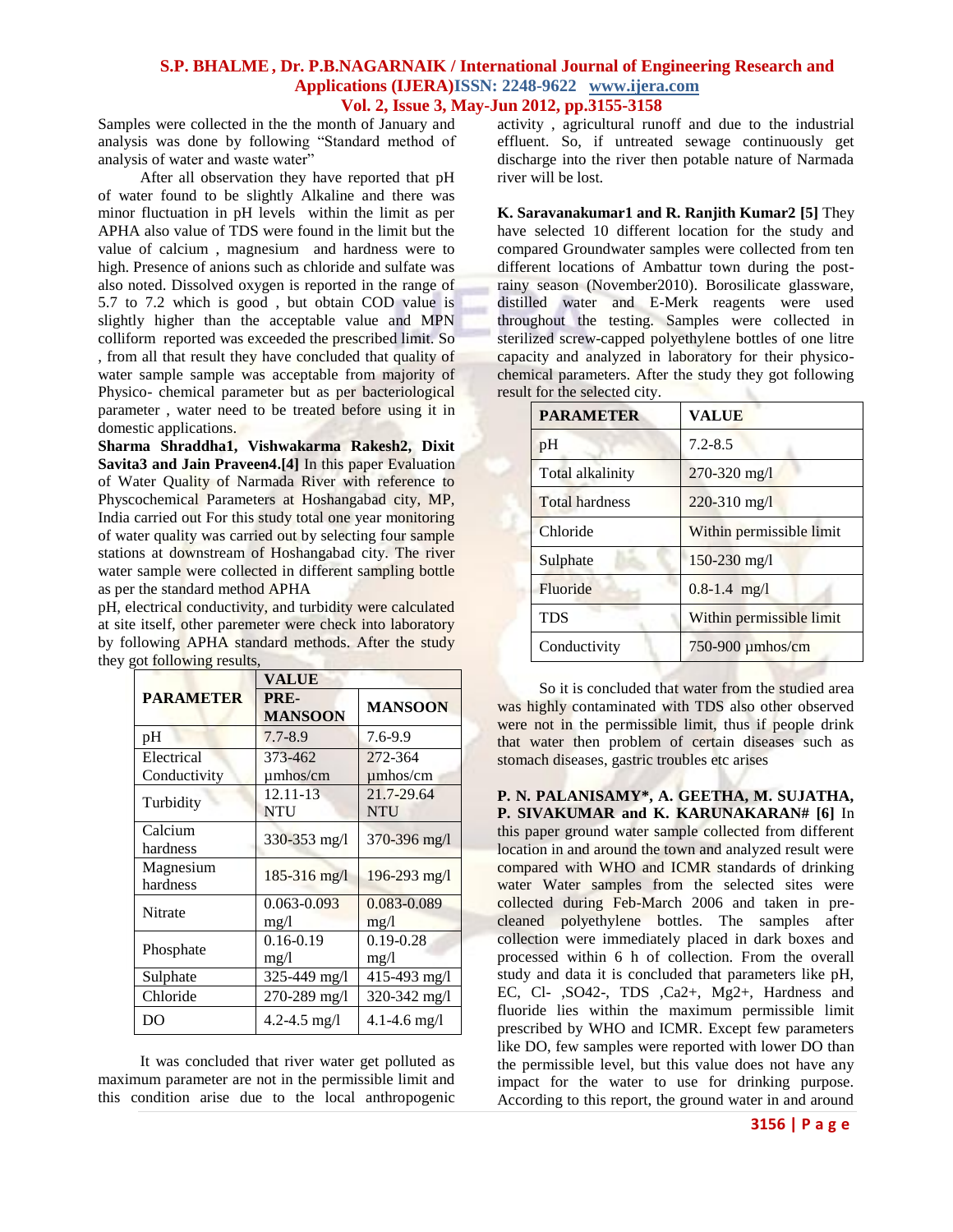Samples were collected in the the month of January and analysis was done by following "Standard method of analysis of water and waste water"

After all observation they have reported that pH of water found to be slightly Alkaline and there was minor fluctuation in pH levels within the limit as per APHA also value of TDS were found in the limit but the value of calcium , magnesium and hardness were to high. Presence of anions such as chloride and sulfate was also noted. Dissolved oxygen is reported in the range of 5.7 to 7.2 which is good , but obtain COD value is slightly higher than the acceptable value and MPN colliform reported was exceeded the prescribed limit. So , from all that result they have concluded that quality of water sample sample was acceptable from majority of Physico- chemical parameter but as per bacteriological parameter , water need to be treated before using it in domestic applications.

**Sharma Shraddha1, Vishwakarma Rakesh2, Dixit Savita3 and Jain Praveen4.[4]** In this paper Evaluation of Water Quality of Narmada River with reference to Physcochemical Parameters at Hoshangabad city, MP, India carried out For this study total one year monitoring of water quality was carried out by selecting four sample stations at downstream of Hoshangabad city. The river water sample were collected in different sampling bottle as per the standard method APHA

pH, electrical conductivity, and turbidity were calculated at site itself, other paremeter were check into laboratory by following APHA standard methods. After the study they got following results,

| PARAMETER | VALUE | |
|---|---|---|
| | PRE-MANSOON | MANSOON |
| pH | 7.7-8.9 | 7.6-9.9 |
| Electrical Conductivity | 373-462 μmhos/cm | 272-364 μmhos/cm |
| Turbidity | 12.11-13 NTU | 21.7-29.64 NTU |
| Calcium hardness | 330-353 mg/l | 370-396 mg/l |
| Magnesium hardness | 185-316 mg/l | 196-293 mg/l |
| Nitrate | 0.063-0.093 mg/l | 0.083-0.089 mg/l |
| Phosphate | 0.16-0.19 mg/l | 0.19-0.28 mg/l |
| Sulphate | 325-449 mg/l | 415-493 mg/l |
| Chloride | 270-289 mg/l | 320-342 mg/l |
| DO | 4.2-4.5 mg/l | 4.1-4.6 mg/l |

It was concluded that river water get polluted as maximum parameter are not in the permissible limit and this condition arise due to the local anthropogenic activity , agricultural runoff and due to the industrial effluent. So, if untreated sewage continuously get discharge into the river then potable nature of Narmada river will be lost.

**K. Saravanakumar1 and R. Ranjith Kumar2 [5]** They have selected 10 different location for the study and compared Groundwater samples were collected from ten different locations of Ambattur town during the post-rainy season (November2010). Borosilicate glassware, distilled water and E-Merk reagents were used throughout the testing. Samples were collected in sterilized screw-capped polyethylene bottles of one litre capacity and analyzed in laboratory for their physico-chemical parameters. After the study they got following result for the selected city.

| PARAMETER | VALUE |
|---|---|
| pH | 7.2-8.5 |
| Total alkalinity | 270-320 mg/l |
| Total hardness | 220-310 mg/l |
| Chloride | Within permissible limit |
| Sulphate | 150-230 mg/l |
| Fluoride | 0.8-1.4 mg/l |
| TDS | Within permissible limit |
| Conductivity | 750-900 μmhos/cm |

So it is concluded that water from the studied area was highly contaminated with TDS also other observed were not in the permissible limit, thus if people drink that water then problem of certain diseases such as stomach diseases, gastric troubles etc arises

**P. N. PALANISAMY\*, A. GEETHA, M. SUJATHA, P. SIVAKUMAR and K. KARUNAKARAN# [6]** In this paper ground water sample collected from different location in and around the town and analyzed result were compared with WHO and ICMR standards of drinking water Water samples from the selected sites were collected during Feb-March 2006 and taken in pre-cleaned polyethylene bottles. The samples after collection were immediately placed in dark boxes and processed within 6 h of collection. From the overall study and data it is concluded that parameters like pH, EC, $Cl^-$ ,$SO_4^{2-}$, TDS ,$Ca^{2+}$, $Mg^{2+}$, Hardness and fluoride lies within the maximum permissible limit prescribed by WHO and ICMR. Except few parameters like DO, few samples were reported with lower DO than the permissible level, but this value does not have any impact for the water to use for drinking purpose. According to this report, the ground water in and around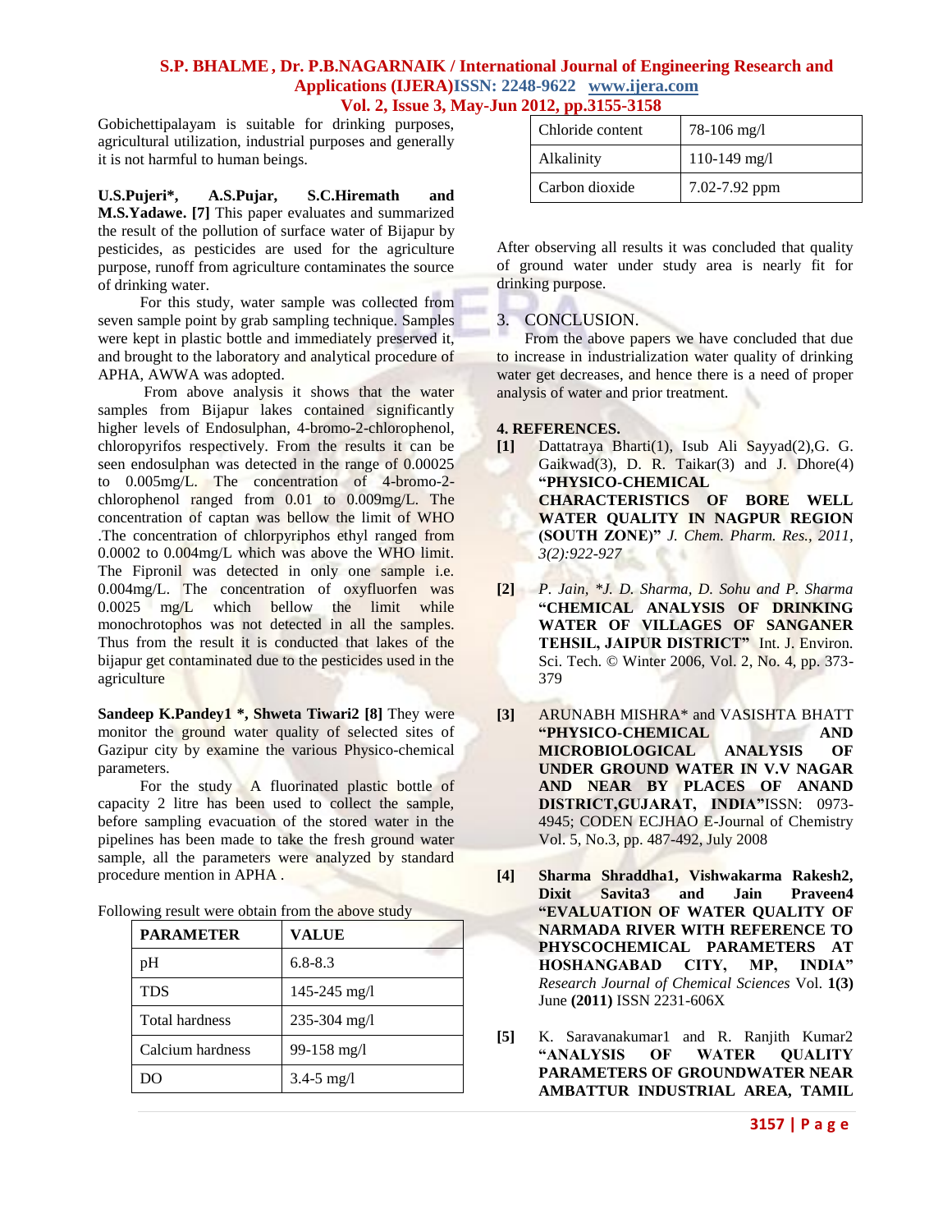Gobichettipalayam is suitable for drinking purposes, agricultural utilization, industrial purposes and generally it is not harmful to human beings.

**U.S.Pujeri*, A.S.Pujar, S.C.Hiremath and M.S.Yadawe. [7]** This paper evaluates and summarized the result of the pollution of surface water of Bijapur by pesticides, as pesticides are used for the agriculture purpose, runoff from agriculture contaminates the source of drinking water.

For this study, water sample was collected from seven sample point by grab sampling technique. Samples were kept in plastic bottle and immediately preserved it, and brought to the laboratory and analytical procedure of APHA, AWWA was adopted.

From above analysis it shows that the water samples from Bijapur lakes contained significantly higher levels of Endosulphan, 4-bromo-2-chlorophenol, chloropyrifos respectively. From the results it can be seen endosulphan was detected in the range of 0.00025 to 0.005mg/L. The concentration of 4-bromo-2-chlorophenol ranged from 0.01 to 0.009mg/L. The concentration of captan was bellow the limit of WHO .The concentration of chlorpyriphos ethyl ranged from 0.0002 to 0.004mg/L which was above the WHO limit. The Fipronil was detected in only one sample i.e. 0.004mg/L. The concentration of oxyfluorfen was 0.0025 mg/L which bellow the limit while monochrotophos was not detected in all the samples. Thus from the result it is conducted that lakes of the bijapur get contaminated due to the pesticides used in the agriculture

**Sandeep K.Pandey1 *, Shweta Tiwari2 [8]** They were monitor the ground water quality of selected sites of Gazipur city by examine the various Physico-chemical parameters.

For the study A fluorinated plastic bottle of capacity 2 litre has been used to collect the sample, before sampling evacuation of the stored water in the pipelines has been made to take the fresh ground water sample, all the parameters were analyzed by standard procedure mention in APHA .

Following result were obtain from the above study

| PARAMETER | VALUE |
|---|---|
| pH | 6.8-8.3 |
| TDS | 145-245 mg/l |
| Total hardness | 235-304 mg/l |
| Calcium hardness | 99-158 mg/l |
| DO | 3.4-5 mg/l |
| Chloride content | 78-106 mg/l |
| Alkalinity | 110-149 mg/l |
| Carbon dioxide | 7.02-7.92 ppm |

After observing all results it was concluded that quality of ground water under study area is nearly fit for drinking purpose.

## 3. CONCLUSION.

From the above papers we have concluded that due to increase in industrialization water quality of drinking water get decreases, and hence there is a need of proper analysis of water and prior treatment.

## 4. REFERENCES.

**[1]** Dattatraya Bharti(1), Isub Ali Sayyad(2),G. G. Gaikwad(3), D. R. Taikar(3) and J. Dhore(4) **"PHYSICO-CHEMICAL CHARACTERISTICS OF BORE WELL WATER QUALITY IN NAGPUR REGION (SOUTH ZONE)"** *J. Chem. Pharm. Res., 2011, 3(2):922-927*

**[2]** *P. Jain, *J. D. Sharma, D. Sohu and P. Sharma* **"CHEMICAL ANALYSIS OF DRINKING WATER OF VILLAGES OF SANGANER TEHSIL, JAIPUR DISTRICT"** Int. J. Environ. Sci. Tech. © Winter 2006, Vol. 2, No. 4, pp. 373-379

**[3]** ARUNABH MISHRA* and VASISHTA BHATT **"PHYSICO-CHEMICAL AND MICROBIOLOGICAL ANALYSIS OF UNDER GROUND WATER IN V.V NAGAR AND NEAR BY PLACES OF ANAND DISTRICT,GUJARAT, INDIA"**ISSN: 0973-4945; CODEN ECJHAO E-Journal of Chemistry Vol. 5, No.3, pp. 487-492, July 2008

**[4]** **Sharma Shraddha1, Vishwakarma Rakesh2, Dixit Savita3 and Jain Praveen4 "EVALUATION OF WATER QUALITY OF NARMADA RIVER WITH REFERENCE TO PHYSCOCHEMICAL PARAMETERS AT HOSHANGABAD CITY, MP, INDIA"** *Research Journal of Chemical Sciences* Vol. **1(3)** June **(2011)** ISSN 2231-606X

**[5]** K. Saravanakumar1 and R. Ranjith Kumar2 **"ANALYSIS OF WATER QUALITY PARAMETERS OF GROUNDWATER NEAR AMBATTUR INDUSTRIAL AREA, TAMIL**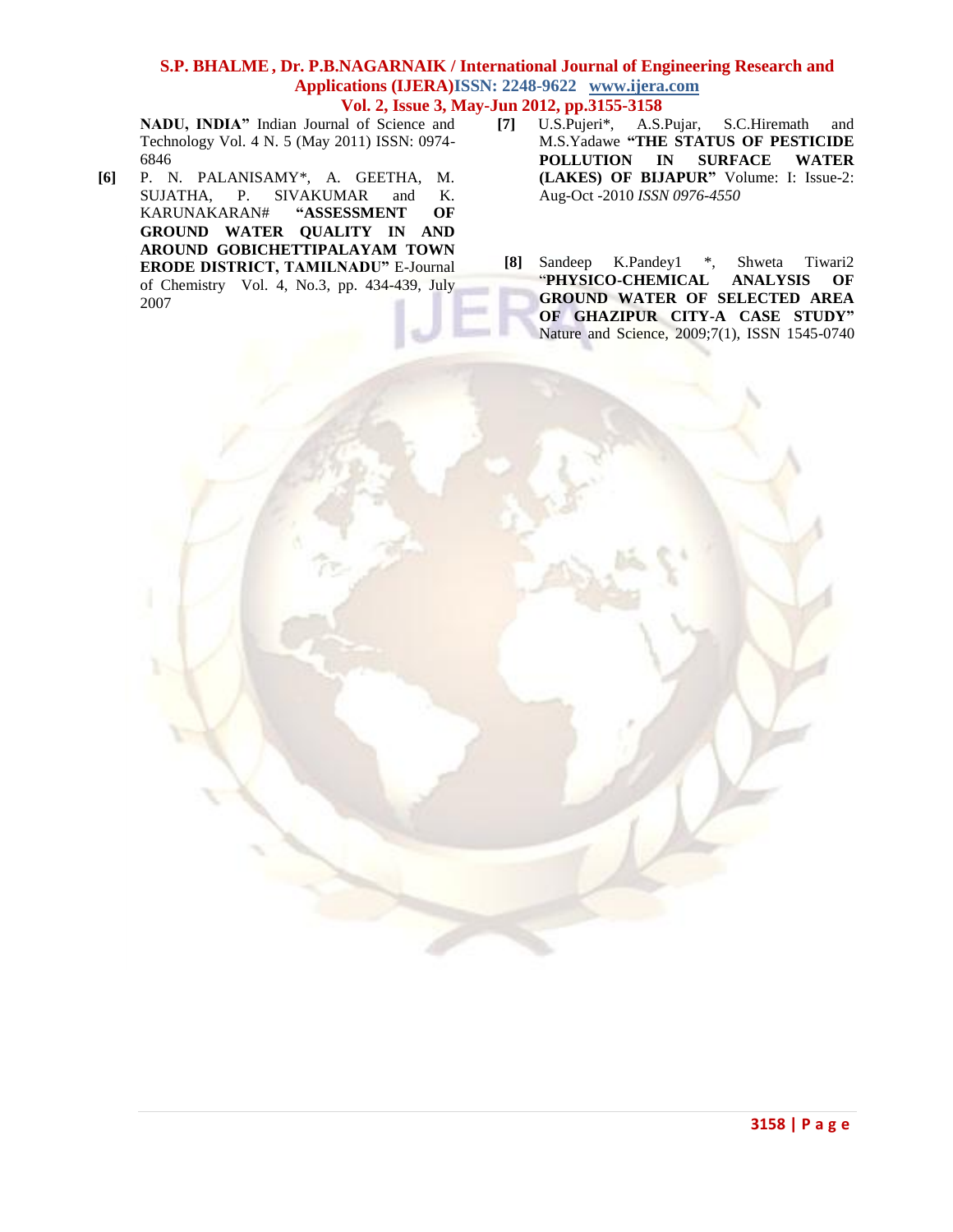NADU, INDIA"** Indian Journal of Science and Technology Vol. 4 N. 5 (May 2011) ISSN: 0974-6846

**[6]** P. N. PALANISAMY*, A. GEETHA, M. SUJATHA, P. SIVAKUMAR and K. KARUNAKARAN# **"ASSESSMENT OF GROUND WATER QUALITY IN AND AROUND GOBICHETTIPALAYAM TOWN ERODE DISTRICT, TAMILNADU"** E-Journal of Chemistry Vol. 4, No.3, pp. 434-439, July 2007

**[7]** U.S.Pujeri*, A.S.Pujar, S.C.Hiremath and M.S.Yadawe **"THE STATUS OF PESTICIDE POLLUTION IN SURFACE WATER (LAKES) OF BIJAPUR"** Volume: I: Issue-2: Aug-Oct -2010 *ISSN 0976-4550*

**[8]** Sandeep K.Pandey1 *, Shweta Tiwari2 "**PHYSICO-CHEMICAL ANALYSIS OF GROUND WATER OF SELECTED AREA OF GHAZIPUR CITY-A CASE STUDY"** Nature and Science, 2009;7(1), ISSN 1545-0740